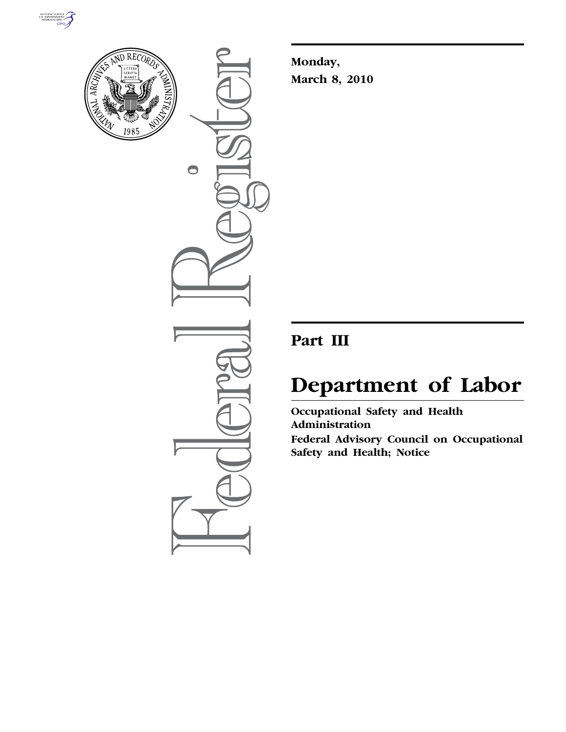**Monday,**
**March 8, 2010**

## Part III

# Department of Labor

**Occupational Safety and Health Administration**

**Federal Advisory Council on Occupational Safety and Health; Notice**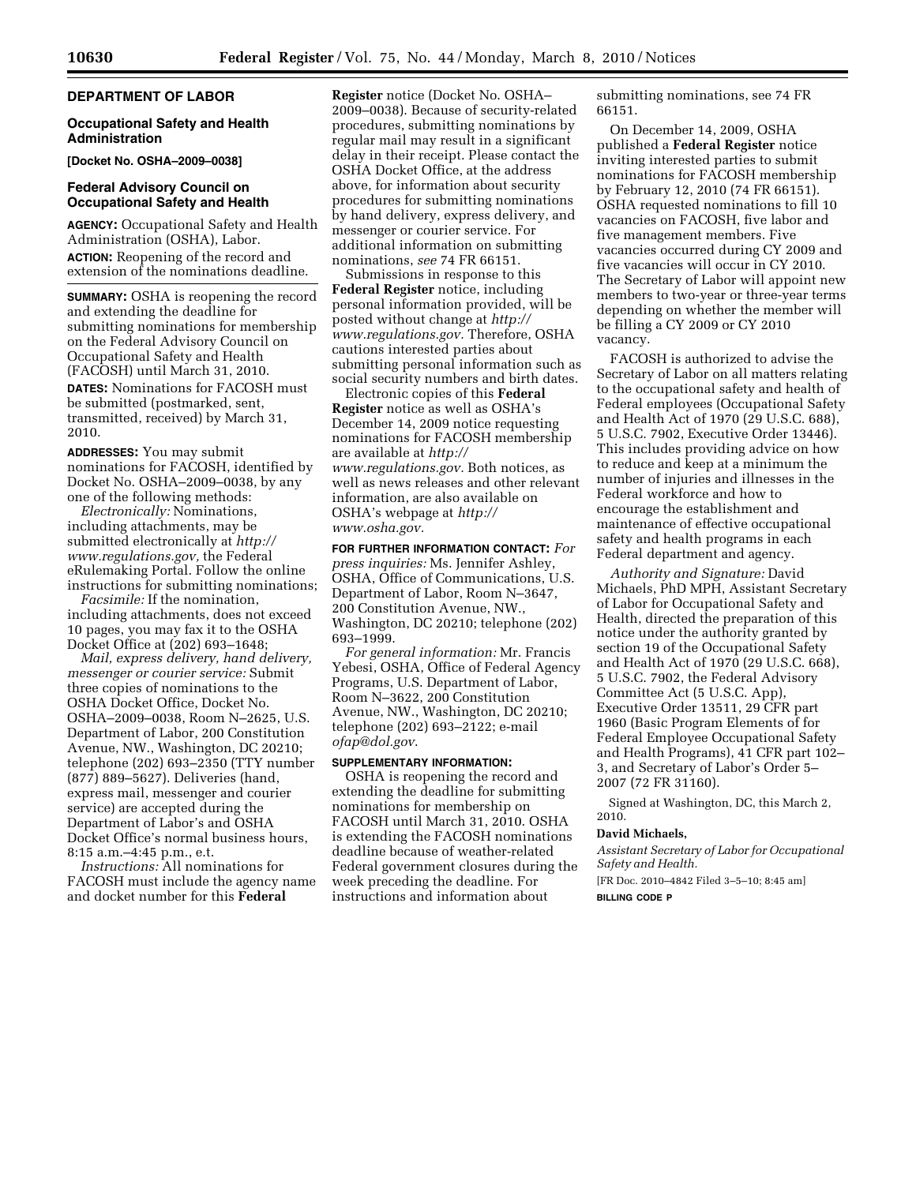## DEPARTMENT OF LABOR

### Occupational Safety and Health Administration

**[Docket No. OSHA–2009–0038]**

### Federal Advisory Council on Occupational Safety and Health

**AGENCY:** Occupational Safety and Health Administration (OSHA), Labor.

**ACTION:** Reopening of the record and extension of the nominations deadline.

**SUMMARY:** OSHA is reopening the record and extending the deadline for submitting nominations for membership on the Federal Advisory Council on Occupational Safety and Health (FACOSH) until March 31, 2010.

**DATES:** Nominations for FACOSH must be submitted (postmarked, sent, transmitted, received) by March 31, 2010.

**ADDRESSES:** You may submit nominations for FACOSH, identified by Docket No. OSHA–2009–0038, by any one of the following methods:

*Electronically:* Nominations, including attachments, may be submitted electronically at *http://www.regulations.gov,* the Federal eRulemaking Portal. Follow the online instructions for submitting nominations;

*Facsimile:* If the nomination, including attachments, does not exceed 10 pages, you may fax it to the OSHA Docket Office at (202) 693–1648;

*Mail, express delivery, hand delivery, messenger or courier service:* Submit three copies of nominations to the OSHA Docket Office, Docket No. OSHA–2009–0038, Room N–2625, U.S. Department of Labor, 200 Constitution Avenue, NW., Washington, DC 20210; telephone (202) 693–2350 (TTY number (877) 889–5627). Deliveries (hand, express mail, messenger and courier service) are accepted during the Department of Labor's and OSHA Docket Office's normal business hours, 8:15 a.m.–4:45 p.m., e.t.

*Instructions:* All nominations for FACOSH must include the agency name and docket number for this **Federal Register** notice (Docket No. OSHA–2009–0038). Because of security-related procedures, submitting nominations by regular mail may result in a significant delay in their receipt. Please contact the OSHA Docket Office, at the address above, for information about security procedures for submitting nominations by hand delivery, express delivery, and messenger or courier service. For additional information on submitting nominations, *see* 74 FR 66151.

Submissions in response to this **Federal Register** notice, including personal information provided, will be posted without change at *http://www.regulations.gov.* Therefore, OSHA cautions interested parties about submitting personal information such as social security numbers and birth dates.

Electronic copies of this **Federal Register** notice as well as OSHA's December 14, 2009 notice requesting nominations for FACOSH membership are available at *http://www.regulations.gov.* Both notices, as well as news releases and other relevant information, are also available on OSHA's webpage at *http://www.osha.gov.*

**FOR FURTHER INFORMATION CONTACT:** *For press inquiries:* Ms. Jennifer Ashley, OSHA, Office of Communications, U.S. Department of Labor, Room N–3647, 200 Constitution Avenue, NW., Washington, DC 20210; telephone (202) 693–1999.

*For general information:* Mr. Francis Yebesi, OSHA, Office of Federal Agency Programs, U.S. Department of Labor, Room N–3622, 200 Constitution Avenue, NW., Washington, DC 20210; telephone (202) 693–2122; e-mail *ofap@dol.gov.*

**SUPPLEMENTARY INFORMATION:**

OSHA is reopening the record and extending the deadline for submitting nominations for membership on FACOSH until March 31, 2010. OSHA is extending the FACOSH nominations deadline because of weather-related Federal government closures during the week preceding the deadline. For instructions and information about submitting nominations, see 74 FR 66151.

On December 14, 2009, OSHA published a **Federal Register** notice inviting interested parties to submit nominations for FACOSH membership by February 12, 2010 (74 FR 66151). OSHA requested nominations to fill 10 vacancies on FACOSH, five labor and five management members. Five vacancies occurred during CY 2009 and five vacancies will occur in CY 2010. The Secretary of Labor will appoint new members to two-year or three-year terms depending on whether the member will be filling a CY 2009 or CY 2010 vacancy.

FACOSH is authorized to advise the Secretary of Labor on all matters relating to the occupational safety and health of Federal employees (Occupational Safety and Health Act of 1970 (29 U.S.C. 688), 5 U.S.C. 7902, Executive Order 13446). This includes providing advice on how to reduce and keep at a minimum the number of injuries and illnesses in the Federal workforce and how to encourage the establishment and maintenance of effective occupational safety and health programs in each Federal department and agency.

*Authority and Signature:* David Michaels, PhD MPH, Assistant Secretary of Labor for Occupational Safety and Health, directed the preparation of this notice under the authority granted by section 19 of the Occupational Safety and Health Act of 1970 (29 U.S.C. 668), 5 U.S.C. 7902, the Federal Advisory Committee Act (5 U.S.C. App), Executive Order 13511, 29 CFR part 1960 (Basic Program Elements of for Federal Employee Occupational Safety and Health Programs), 41 CFR part 102–3, and Secretary of Labor's Order 5–2007 (72 FR 31160).

Signed at Washington, DC, this March 2, 2010.

**David Michaels,**

*Assistant Secretary of Labor for Occupational Safety and Health.*

[FR Doc. 2010–4842 Filed 3–5–10; 8:45 am]

**BILLING CODE P**